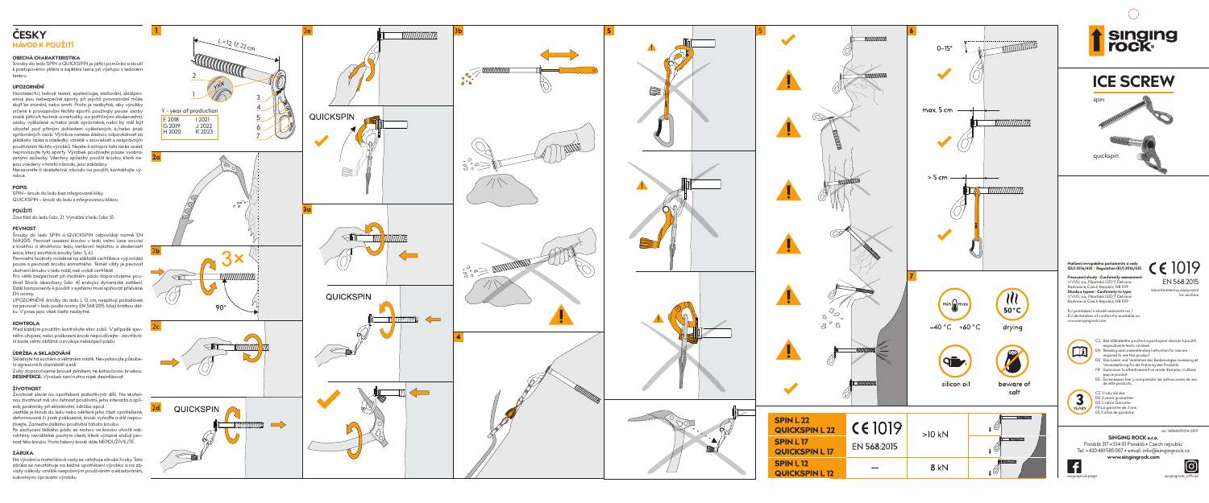# ČESKY
## NÁVOD K POUŽITÍ

### OBECNÁ CHARAKTERISTIKA

Šrouby do ledu SPIN a QUICKSPIN je jisticí pomůcka sloužící k postupovému jištění a zajištění lezce při výstupu v ledovém terénu.

### UPOZORNĚNÍ

Horolezectví, ledové lezení, speleologie, slaňování, skialpinismus jsou nebezpečné sporty, při jejichž provozování může dojít ke zranění, nebo smrti. Proto je nezbytné, aby výrobky určené k provozování těchto sportů používaly pouze osoby znalé jisticích technik a metodiky a s patřičnými zkušenostmi, osoby vyškolené a/nebo jinak oprávněné, nebo by měl být uživatel pod přímým dohledem vyškolených a/nebo jinak oprávněných osob. Výrobce nenese žádnou odpovědnost za jakékoliv riziko a následky vzniklé v souvislosti s nesprávným používáním těchto výrobků. Nejste-li schopni toto riziko unést, neprovozujte tyto sporty. Výrobek používejte pouze vyobrazenými způsoby. Všechny způsoby použití šroubu, které nejsou uvedeny v tomto návodu, jsou zakázány.
Nerozumíte-li dostatečně návodu na použití, kontaktujte výrobce.

### POPIS

SPIN – šroub do ledu bez integrované kliky.
QUICKSPIN – šroub do ledu s integrovanou klikou.

### POUŽITÍ

Zavrtání do ledu (obr. 2). Vyndání z ledu (obr. 3).

### PEVNOST

Šrouby do ledu SPIN a QUICKSPIN odpovídají normě EN 568:2015. Pevnost usazení šroubu v ledu velmi úzce souvisí s kvalitou a strukturou ledu, venkovní teplotou a zkušeností lezce, který zavrtává šrouby (obr. 5, 6).
Pevnostní hodnoty uváděné na základě certifikace vypovídají pouze o pevnosti šroubu samotného. Téměř vždy je pevnost ukotvení šroubu v ledu nižší, než uvádí certifikát.
Pro větší bezpečnost při možném pádu doporučujeme používat Shock absorbéry (obr. 4) snižující dynamické zatížení. Další komponenty k použití v systému musí splňovat příslušné EN normy.
UPOZORNĚNÍ: šrouby do ledu L 12 cm, nesplňují požadavek na pevnost v ledu podle normy EN 568:2015. Mají krátkou délku. V praxi jsou však často nezbytné.

### KONTROLA

Před každým použitím kontrolujte stav zubů. V případě zjevného otupení, nebo poškození šroub nepoužívejte - zavrtávání bude velmi obtížné a zvyšuje nebezpečí pádu.

### ÚDRŽBA A SKLADOVÁNÍ

Skladujte na suchém a větraném místě. Nevystavujte působení agresivních chemikálií a solí.
Zuby doporučujeme brousit pilníkem, ne kotoučovou bruskou.
**DESINFEKCE**: Výrobek není nutné nijak desinfikovat

### ŽIVOTNOST

Životnost závisí na opotřebení jednotlivých dílů. Na skutečnou životnost má vliv četnost používání, jeho intenzita a způsob, podmínky při skladování, údržba apod.
Jestliže je šroub do ledu nebo některá jeho část opotřebená, deformovaná či jinak poškozená, šroub vyřaďte a dál nepoužívejte. Zamezte dalšímu používání tohoto šroubu.
Po zachycení těžkého pádu se mohou ve šroubu utvořit mikrotrhliny neviditelné pouhým okem, které výrazně sníží pevnost těla šroubu. Proto takový šroub dále NEPOUŽÍVEJTE.

### ZÁRUKA

Na výrobní a materiálové vady se vztahuje záruka 3 roky. Tato záruka se nevztahuje na běžné opotřebení výrobku a na závady vzniklé v důsledku nesprávným používáním a skladováním, svévolnými úpravami výrobku.

---

1: L = 12, 17, 22 cm

Y - year of production

| | |
|---|---|
| F 2018 | I 2021 |
| G 2019 | J 2022 |
| H 2020 | K 2023 |

2b: 3× ; 90°

2d: QUICKSPIN

3a

3b: QUICKSPIN

QUICKSPIN

4

5

6: 0–15°; max. 5 cm; > 5 cm

7: min max; −40 °C +60 °C; 50 °C drying; silicon oil; beware of salt

| | | | |
|---|---|---|---|
| **SPIN L 22** **QUICKSPIN L 22** | CE 1019 | >10 kN | |
| **SPIN L 17** **QUICKSPIN L 17** | EN 568:2015 | | |
| **SPIN L 12** **QUICKSPIN L 12** | — | 8 kN | |

---

# singing rock

## ICE SCREW

spin

quickspin

**Nařízení evropského parlamentu a rady (EU) 2016/425 ׀ Regulation (EU) 2016/425**

**Posuzování shody ׀ Conformity assessment:** VVUÚ, a.s., Pikartská 1337/7, Ostrava-Radvanice, Czech Republic, NB 1019
**Shoda s typem ׀ Conformity to type:** VVUÚ, a.s., Pikartská 1337/7, Ostrava-Radvanice, Czech Republic, NB 1019

EU prohlášení o shodě naleznete na: / EU declaration of conformity available on: www.singingrock.com

CE 1019
EN 568:2015
Mountaineering equipment Ice anchors

- CZ Bez důkladného pročtení a pochopení návodu k použití nepoužívejte tento výrobek.
- EN Reading and understanding instruction for use are required to use this product.
- DE Das Lesen und Verstehen der Bedienungsanweisung ist Voraussetzung für die Nutzung des Produkts.
- FR Sans avoir lu attentivement ce mode d'emploi, n'utilisez pas ce produit.
- ES Es necesario leer y comprender las instrucciones de uso de este producto.

3 YEARS
- CZ 3 roky záruka
- EN 3 years guarantee
- DE 3 Jahre Garantie
- FR La garantie de 3 ans
- ES 3 años de garantía

ver. 16RAM0514 0519

**SINGING ROCK s.r.o.**
Poniklá 317 • 514 01 Poniklá • Czech republic
Tel. +420 481 585 007 • email: info@singingrock.cz
**www.singingrock.com**

singingrock.page
singingrock_official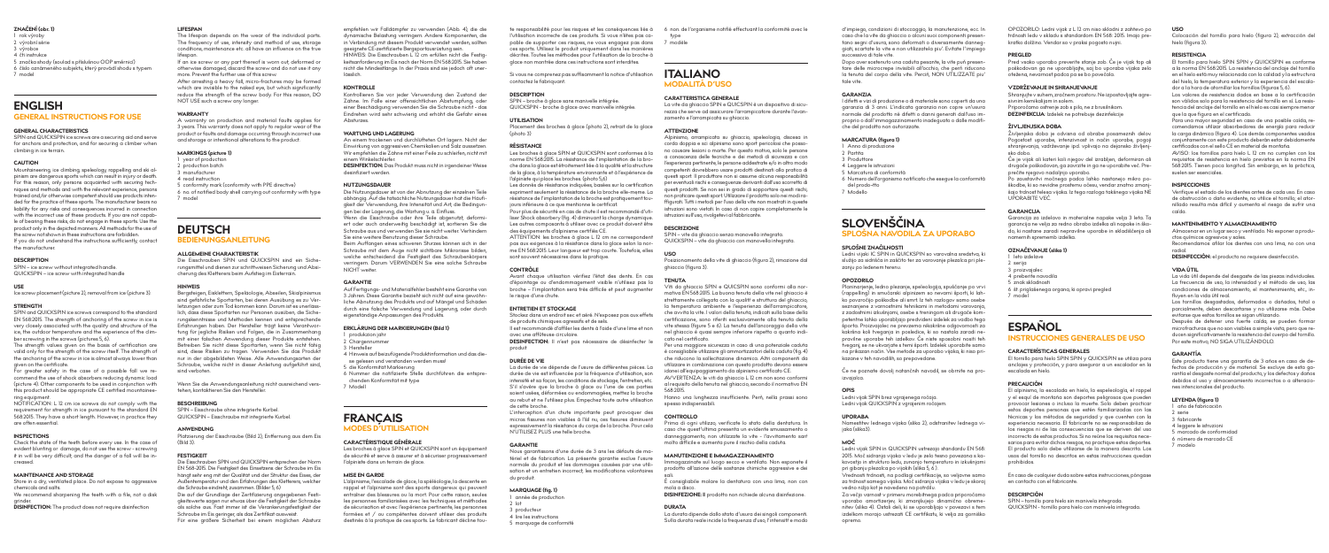**ZNAČENÍ (obr. 1)**

1 rok výroby
2 výrobní série
3 výrobce
4 číslo hlavy
5 značka shody (soulad s příslušnou OOP směrnicí)
6 číslo oznámeného subjektu, který provádí shodu s typem
7 model

# ENGLISH
## GENERAL INSTRUCTIONS FOR USE

**GENERAL CHARACTERISTICS**

SPIN and QUICKSPIN ice screws are a securing aid and serve for anchors and protection, and for securing a climber when climbing in ice terrain.

**CAUTION**

Mountaineering, ice climbing, speleology, rappelling and ski alpinism are dangerous sports which can result in injury or death. For this reason, only persons acquainted with securing techniques and methods and with the relevant experience, persons trained and/or otherwise supervised, should use the products intended for the practice of these sports. The manufacturer bears no liability for any risks and consequences incurred in connection with the incorrect use of these products. If you are not capable of bearing these risks, do not engage in these sports. Use the product only in the depicted manners. All methods for the use of the screw not shown in these instructions are forbidden.
If you do not understand the instructions sufficiently, contact the manufacturer.

**DESCRIPTION**

SPIN – ice screw without integrated handle
QUICKSPIN – ice screw with integrated handle

**USE**

Ice screw placement (picture 2), removal from ice (picture 3).

**STRENGTH**

SPIN and QUICKSPIN ice screws correspond to the standard EN 568:2015. The strength of anchoring of the screw in ice is very closely associated with the quality and structure of the ice, the outdoor temperature and the experience of the climber screwing in the screws (pictures 5, 6).
The strength values given on the labels of certification are valid only for the strength of the screw itself. The strength of the anchoring of the screw in ice is almost always lower than given on the certificate.
For greater safety in the case of a possible fall we recommend the use of shock absorbers reducing dynamic load (picture 4). Other components to be used in conjunction with this product should be appropriate CE certified mountaineering equipment.
NOTIFICATION: L 12 cm ice screws do not comply with the requirement for strength in ice pursuant to the standard EN 568:2015. They have a short length. However, in practice they are often essential.

**INSPECTIONS**

Check the state of the teeth before every use. In the case of evident blunting or damage, do not use the screw - screwing it in will be very difficult, and the danger of a fall will be increased.

**MAINTENANCE AND STORAGE**

Store in a dry, ventilated place. Do not expose to aggressive chemicals and salts.
We recommend sharpening the teeth with a file, not a disk grinder.
**DISINFECTION:** The product does not require disinfection

**LIFESPAN**

The lifespan depends on the wear of the individual parts. The frequency of use, intensity and method of use, storage conditions, maintenance etc. all have an influence on the true lifespan.
If an ice screw or any part thereof is worn out, deformed or otherwise damaged, discard the screw and do not use it any more. Prevent the further use of this screw.
After arresting a heavy fall, micro-fractures may be formed which are invisible to the naked eye, but which significantly reduce the strength of the screw body. For this reason, DO NOT USE such a screw any longer.

**WARRANTY**

A warranty on production and material faults applies for 3 years. This warranty does not apply to regular wear of the product or faults and damage occurring through incorrect use and storage or intentional alterations to the product.

**MARKINGS (picture 1)**

1 year of production
2 production batch
3 manufacturer
4 read instruction
5 conformity mark (conformity with PPE directive)
6 no. of notified body shell carrying out conformity with type
7 model

# DEUTSCH
## BEDIENUNGSANLEITUNG

**ALLGEMEINE CHARAKTERISTIK**

Die Eisschrauben SPIN und QUICKSPIN sind ein Sicherungsmittel und dienen zur zuverlässigen Sicherung und Absicherung des Kletterers beim Aufstieg im Eisterrain.

**HINWEIS**

Bergsteigen, Eisklettern, Speläologie, Abseilen, Skialpinismus sind gefährliche Sportarten, bei deren Ausübung es zu Verletzungen oder zum Tod kommen kann. Darum ist es unerlässlich, dass diese Sportarten nur Personen ausüben, die Sicherungstechniken und Methoden kennen und entsprechende Erfahrungen haben. Der Hersteller trägt keine Verantwortung für jegliche Risiken und Folgen, die in Zusammenhang mit einer falschen Anwendung dieser Produkte entstehen. Betreiben Sie nicht diese Sportarten, wenn Sie nicht fähig sind, diese Risiken zu tragen. Verwenden Sie das Produkt nur in der abgebildeten Weise. Alle Anwendungsarten der Schraube, welche nicht in dieser Anleitung aufgeführt sind, sind verboten.
Wenn Sie die Anwendungsanleitung nicht ausreichend verstehen, kontaktieren Sie den Hersteller.

**BESCHREIBUNG**

SPIN – Eisschraube ohne integrierte Kurbel
QUICKSPIN – Eisschraube mit integrierte Kurbel

**ANWENDUNG**

Platzierung der Eisschraube (Bild 2), Entfernung aus dem Eis (Bild 3).

**FESTIGKEIT**

Die Eisschrauben SPIN und QUICKSPIN entsprechen der Norm EN 568:2015. Die Festigkeit des Einsetzens der Schraube im Eis hängt sehr eng mit der Qualität und der Struktur des Eises, der Außentemperatur und den Erfahrungen des Kletterers, welcher die Schraube eindreht, zusammen. (Bilder 5, 6)
Die auf der Grundlage der Zertifizierung angegebenen Festigkeitswerte sagen nur etwas über die Festigkeit der Schraube als solche aus. Fast immer ist die Verankerungsfestigkeit der Schraube im Eis geringer, als das Zertifikat ausweist.
Für eine größere Sicherheit bei einem möglichen Absturz empfehlen wir Falldämpfer zu verwenden (Abb. 4), die die dynamische Belastung verringern. Andere Komponenten, die in Verbindung mit diesem Produkt verwendet werden, sollten geeignete CE-zertifizierte Bergsportausrüstung sein.
HINWEIS: Die Eisschrauben L 12 cm erfüllen nicht die Festigkeitsanforderung im Eis nach der Norm EN 568:2015. Sie haben nicht die Mindestlänge. In der Praxis sind sie jedoch oft unerlässlich.

**KONTROLLE**

Kontrollieren Sie vor jeder Verwendung den Zustand der Zähne. Im Falle einer offensichtlichen Abstumpfung, oder einer Beschädigung verwenden Sie die Schraube nicht - das Eindrehen wird sehr schwierig und erhöht die Gefahr eines Absturzes.

**WARTUNG UND LAGERUNG**

An einem trockenen und durchlüfteten Ort lagern. Nicht der Einwirkung von aggressiven Chemikalien und Salz aussetzen.
Wir empfehlen die Zähne mit einer Feile zu schleifen, nicht mit einem Winkelschleifer.
**DESINFEKTION:** Das Produkt muss nicht in irgendeiner Weise desinfiziert werden.

**NUTZUNGSDAUER**

Die Nutzungsdauer ist von der Abnutzung der einzelnen Teile abhängig. Auf die tatsächliche Nutzungsdauer hat die Häufigkeit der Verwendung, ihre Intensität und Art, die Bedingungen bei der Lagerung, die Wartung u. ä. Einfluss.
Wenn die Eisschraube oder ihre Teile abgenutzt, deformiert oder auch anderweitig beschädigt ist, sortieren Sie die Schraube aus und verwenden Sie sie nicht weiter. Verhindern Sie eine weitere Benutzung dieser Schraube.
Beim Auffangen eines schweren Sturzes können sich in der Schraube mit dem Auge nicht sichtbare Mikrorisse bilden, welche entscheidend die Festigkeit des Schraubenkörpers verringern. Darum VERWENDEN Sie eine solche Schraube NICHT weiter.

**GARANTIE**

Auf Fertigungs- und Materialfehler besteht eine Garantie von 3 Jahren. Diese Garantie bezieht sich nicht auf eine gewöhnliche Abnutzung des Produkts und auf Mängel und Schäden durch eine falsche Verwendung und Lagerung, oder durch eigenständige Anpassungen des Produkts.

**ERKLÄRUNG DER MARKIERUNGEN (Bild 1)**

1 produktion jahr
2 Chargennummer
3 Hersteller
4 Hinweis auf beizufügende Produktinformation und das diese gelesen und verstanden werden muss!
5 die Konformität Markierung
6 Nummer die notifizierte Stelle durchführen die entsprechenden Konformität mit type
7 Modell

# FRANÇAIS
## MODES D'UTILISATION

**CARACTÉRISTIQUE GÉNÉRALE**

Les broches à glace SPIN et QUICKSPIN sont un équipement de sécurité et servent à assurer et à sécuriser progressivement l'alpiniste dans un terrain de glace.

**MISE EN GARDE**

L'alpinisme, l'escalade de glace, la spéléologie, la descente en rappel et l'alpinisme sont des sports dangereux qui peuvent entraîner des blessures ou la mort. Pour cette raison, seules les personnes familiarisées avec les techniques et méthodes de sécurisation et avec l'expérience pertinente, les personnes formées et / ou compétentes doivent utiliser des produits destinés à la pratique de ces sports. Le fabricant décline toute responsabilité pour les risques et les conséquences liés à l'utilisation incorrecte de ces produits. Si vous n'êtes pas capable de supporter ces risques, ne vous engagez pas dans ces sports. Utilisez le produit uniquement dans les manières décrites. Toutes les méthodes pour l'utilisation de la broche à glace non montrée dans ces instructions sont interdites.

Si vous ne comprenez pas suffisamment la notice d'utilisation contactez le fabriquant.

**DESCRIPTION**

SPIN – broche à glace sans manivelle intégrée.
QUICKSPIN - broche à glace avec manivelle intégrée.

**UTILISATION**

Placement des broches à glace (photo 2), retrait de la glace (photo 3)

**RÉSISTANCE**

Les broches à glace SPIN et QUICKSPIN sont conformes à la norme EN 568:2015. La résistance de l'implantation de la broche dans la glace est étroitement liée à la qualité et à la structure de la glace, à la température environnante et à l'expérience de l'alpiniste qui pose les broches. (photo 5,6)
Les donnés de résistance indiquées, basées sur la certification expriment seulement la résistance de la broche elle-meme. La résistance de l'implantation de la broche est pratiquement toujours inférieure à ce que mentionne le certificat.
Pour plus de sécurité en cas de chute il est recommandé d'utiliser Shock absorbers (fig. 4) diminuant la charge dynamique. Les autres composants à utiliser avec ce produit doivent être des équipements d'alpinisme certifiés CE.
ATTENTION: les broches à glace L 12 cm ne correspondent pas aux exigences à la résistance dans la glace selon la norme EN 568:2015. Leur longeur est trop courte. Toutefois, elles sont souvent nécessaires dans la pratique.

**CONTRÔLE**

Avant chaque utilisation vérifiez l'état des dents. En cas d'épointage ou d'endommagement visible n'utilisez pas la broche - l'implantation sera très difficile et peut augmenter le risque d'une chute.

**ENTRETIEN ET STOCKAGE**

Stockez dans un endroit sec et aéré. N'exposez pas aux effets de produits chimiques agressifs et de sels.
Il est recommandé d'affûter les dents à l'aide d'une lime et non avec une affûteuse circulaire.
**DÉSINFECTION:** Il n'est pas nécessaire de désinfecter le produit

**DURÉE DE VIE**

La durée de vie dépende de l'usure de différentes pièces. La durée de vie est influencée par la fréquence d'utilisation, son intensité et sa façon, les conditions de stockage, l'entretien, etc.
S'il s'avère que la broche à glace ou l'une de ces parties soient usées, déformées ou endommagées, mettez la broche au rebut et ne l'utilisez plus. Empêchez toute autre utilisation de cette broche.
L'interception d'un chute importante peut provoquer des micros fissures non visibles à l'œil nu, ces fissures diminuent expressément la résistance du corps de la broche. Pour cela N'UTILISEZ PLUS une telle broche.

**GARANTIE**

Nous garantissons d'une durée de 3 ans les défauts de matériel et de fabrication. La présente garantie exclue l'usure normale du produit et les dommages causées par une utilisation et un entretien incorrect, les modifications volontaires du produit.

**MARQUAGE (fig. 1)**

1 année de production
2 lot
3 producteur
4 lire les instructions
5 marquage de conformité
6 non. de l'organisme notifié effectuant la conformité avec le type
7 modèle

# ITALIANO
## MODALITÀ D'USO

**CARATTERISTICA GENERALE**

La vite da ghiaccio SPIN e QUICKSPIN è un dispositivo di sicurezza che serve ad assicurare l'arrampicatore durante l'avanzamento e l'arrampicata su ghiaccio.

**ATTENZIONE**

Alpinismo, arrampicata su ghiaccio, speleologia, discesa in corda doppia e sci alpinismo sono sport pericolosi che possono causare lesioni o morte. Per questo motivo, solo le persone a conoscenza delle tecniche e dei metodi di sicurezza e con l'esperienza pertinente, le persone addestrate e/o in altro modo competenti dovrebbero usare prodotti destinati alla pratica di questi sport. Il produttore non si assume alcuna responsabilità per eventuali rischi e conseguenze derivanti dall'uso scorretto di questi prodotti. Se non si è in grado di sopportare questi rischi, non praticare questi sport. Utilizzare il prodotto solo nei modi raffigurati. Tutti i metodi per l'uso della vite non mostrati in queste istruzioni sono vietati. In caso di non capire completamente le istruzioni sull'uso, rivolgetevi al fabbricante.

**DESCRIZIONE**

SPIN – vite da ghiaccio senza manovella integrata.
QUICKSPIN – vite da ghiaccio con manovella integrata.

**USO**

Posizionamento della vite di ghiaccio (figura 2), rimozione dal ghiaccio (figura 3).

**TENUTA**

Viti da ghiaccio SPIN e QUICKSPIN sono conformi alla normativa EN 568:2015. La buona tenuta della vite nel ghiaccio è strettamente collegata con la qualità e struttura del ghiaccio, la temperatura ambiente e l'esperienza dell'arrampicatore, che avvita la vite. I valori della tenuta, indicati sulla base della certificazione, sono riferiti esclusivamente alla tenuta della vite stessa (figure 5 e 6). La tenuta dell'ancoraggio della vite nel ghiaccio è quasi sempre inferiore rispetto a quanto indicato nel certificato.
Per una maggiore sicurezza in caso di una potenziale caduta è consigliabile utilizzare gli ammortizzatori della caduta (fig. 4) che riducono le sollecitazioni dinamiche. Altri componenti da utilizzare in combinazione con questo prodotto devono essere idonei all'equipaggiamento da alpinismo certificato CE.
AVVERTENZA: le viti da ghiaccio L 12 cm non sono conformi al requisito della tenuta nel ghiaccio, secondo il normativa EN 568:2015.
Hanno una lunghezza insufficiente. Però, nella prassi sono spesso indispensabili.

**CONTROLLO**

Prima di ogni utilizzo, verificate lo stato della dentatura. In caso che quest'ultima presenta un evidente smussamento o danneggiamento, non utilizzate la vite – l'avvitamento sarà molto difficile e aumenta pure il rischio della caduta.

**MANUTENZIONE E IMMAGAZZINAMENTO**

Immagazzinate sul luogo secco e ventilato. Non esponete il prodotto all'azione delle sostanze chimiche aggressive e dei sali.
È consigliabile molare la dentatura con una lima, non con mola a disco.
**DISINFEZIONE:** Il prodotto non richiede alcuna disinfezione.

**DURATA**

La durata dipende dallo stato d'usura dei singoli componenti. Sulla durata reale incide la frequenza d'uso, l'intensità e modo d'impiego, condizioni di stoccaggio, la manutenzione, ecc. In caso che la vite da ghiaccio o alcuni suoi componenti presentano segni d'usura, sono deformati o diversamente danneggiati, scartate la vite e non utilizzatela più!. Evitate l'impiego successivo di tale vite.
Dopo aver sostenuto una caduta pesante, la vite può presentare delle microcrepe invisibili all'occhio, che però riducono la tenuta del corpo della vite. Perciò, NON UTILIZZATE più! tale vite.

**GARANZIA**

I difetti e vizi di produzione e di materiale sono coperti da una garanzia di 3 anni. L'indicata garanzia non copre un'usura normale del prodotto né difetti o danni generati dall'uso improprio o dall'immagazzinamento inadeguato o dalle modifiche del prodotto non autorizzate.

**MARCATURA (figura 1)**

1 Anno di produzione
2 Partita
3 Produttore
4 Leggere le istruzioni
5 Marcatura di conformità
6 Numero dell'organismo notificato che esegue la conformità del prodotto
7 Modello

# SLOVENŠČINA
## SPLOŠNA NAVODILA ZA UPORABO

**SPLOŠNE ZNAČILNOSTI**

Ledni vijaki IC SPIN in QUICKSPIN so varovalna sredstva, ki služijo za sidrišča in zaščito ter za varovanje plezalca pri plezanju po ledenem terenu.

**OPOZORILO**

Planinarjenje, ledno plezanje, speleologija, spuščanje po vrvi (rappelling) in smučarski alpinizem so nevarni športi, ki lahko povzročijo poškodbe ali smrt. Iz teh razlogov samo osebe seznanjene z varovalnimi tehnikami in metodami varovanja, che imajo ustrezne izkušnje, osebe z treningom ali drugače kompetentne lahko uporabljajo produkte izdelek za vadbo teh športov. Proizvajalec ne prevzema nikakršne odgovornosti za kakršnekoli tveganje in posledice, ki se nanaša na nepravilno uporabo teh izdelkov. Če niste sposobni nositi teh tveganj, se ne ukvarjajte s temi športi. Izdelek uporabite samo na prikazan način. Vse metode za uporabo vijaka, ki niso prikazane v teh navodilih, so prepovedane.

Če ne poznate dovolj natančnih navodil, se obrnite na proizvajalca.

**OPIS**

Ledni vijak SPIN brez vgrajenega ročaja
Ledni vijak QUICKSPIN z vgrajenim ročajem.

**UPORABA**

Nameštitev lednega vijaka (slika 2), odstranitev lednega vijaka (slika 3).

**MOČ**

Ledni vijak SPIN in QUICKSPIN ustrezajo standardu EN 568:2015. Moč sidranja vijaka v ledu je zelo tesno povezana s kakovostjo in strukturo ledu, zunanjo temperaturo in izkušnjami plezalca, ki je privil vijak (slike 5, 6).
Vrednosti trdnosti, na podlagi certifikacije, so veljavne samo za trdnost samega vijaka. Moč sidranja vijaka v ledu je skoraj vedno nižja kot je navedeno na potrdilu.
Za večjo varnost v primeru morebitnega padca priporočamo uporabo amortizerjev, ki zmanjšujejo dinamično obremenitev (slika 4). Ostali deli, ki se uporabljajo v povezavi s tem izdelkom morajo ustrezati CE certifikatu, ki velja za gorniško opremo.

OPOZORILO: Ledni vijaki z L 12 cm niso skladni z zahtevo po trdnosti ledu v skladu s standardom EN 568: 2015. Imajo prekratko dolžino. Vendar so v praksi pogosto nujni.

**PREGLED**

Pred vsako uporabo preverite stanje zob. Če je vijak top ali poškodovan ga ne uporabljajte, saj bo uvrtanje vijaka zelo oteženo, nevarnost padca pa se bo povečala.

**VZDRŽEVANJE IN SHRANJEVANJE**

Shranjujte v suhem, zračnem prostoru. Ne izpostavljajte agresivnim kemikalijam in solem.
Priporočamo ostrenje zob s pilo, ne z brusilnikom.
**DEZINFEKCIJA:** Izdelek ne potrebuje dezinfekcije

**ŽIVLJENJSKA DOBA**

Življenjska doba je odvisna od obrabe posameznih delov. Pogostost uporabe, intenzivnost in način uporabe, pogoji shranjevanja, vzdrževanje ipd. vplivajo na dejansko življenjsko dobo.
Če je vijak ali katerikoli njegov del izrabljen, deformiran ali drugače poškodovan, ga zavrzite in ga ne uporabite več. Preprečite nadaljnjo rabo tega vijaka.
Po zaustavitvi močnega padca lahko nastanejo mikro poškodbe, ki so nevidne prostemu očesu, vendar znatno zmanjšajo trdnost telesa vijaka. Iz tega razloga takšnega vijaka NE UPORABITE VEČ.

**GARANCIJA**

Garancija za izdelavo in materialne napake velja 3 leta. Ta garancija ne velja za redno obrabo izdelka ali napake in škodo, ki nastane zaradi nepravilne uporabe in skladiščenja ali namernih sprememb izdelka.

**OZNAČEVANJE (slika 1)**

1 leto izdelave
2 serija
3 proizvajalec
4 preberite navodila
5 znak skladnosti
6 št. priglašenega organa, ki opravi pregled
7 model

# ESPAÑOL
## INSTRUCCIONES GENERALES DE USO

**CARACTERÍSTICAS GENERALES**

El tornillo para hielo SPIN SPIN y QUICKSPIN se utiliza para anclajes y protección, y para asegurar a un escalador en la escalada en hielo.

**PRECAUCIÓN**

El alpinismo, la escalada en hielo, la espeleología, el rappel y el esquí de montaña son deportes peligrosos que pueden provocar lesiones o incluso la muerte. Solo deben practicar estos deportes personas que estén familiarizadas con las técnicas y los métodos de seguridad y que cuenten con la experiencia necesaria. El fabricante no se responsabiliza de los riesgos ni de las consecuencias que se deriven del uso incorrecto de estos productos. Si no asume los requisitos necesarios para evitar dichos riesgos, no practique estos deportes. El producto solo debe utilizarse de la manera descrita. Los usos del tornillo no descritos en estas instrucciones quedan prohibidos.

En caso de cualquier duda sobre estas instrucciones, póngase en contacto con el fabricante.

**DESCRIPCIÓN**

SPIN – tornillo para hielo sin manivela integrada.
QUICKSPIN - tornillo para hielo con manivela integrada.

**USO**

Colocación del tornillo para hielo (figura 2), extracción del hielo (figura 3).

**RESISTENCIA**

El tornillo para hielo SPIN SPIN y QUICKSPIN es conforme a la norma EN 568:2015. La resistencia del anclaje del tornillo en el hielo está muy relacionada con la calidad y la estructura del hielo, la temperatura exterior y la experiencia del escalador a la hora de atornillar los tornillos (figuras 5, 6).
Los valores de resistencia dados en base a la certificación son válidos solo para la resistencia del tornillo en sí. La resistencia del anclaje del tornillo en el hielo es casi siempre menor que la que figura en el certificado.
Para una mayor seguridad en caso de una posible caída, recomendamos utilizar absorbedores de energía para reducir la carga dinámica (figura 4). Los otros componentes usados conjuntamente con este producto deberán estar debidamente certificados con el sello CE en material de montaña.
AVISO: Los tornillos para hielo L 12 cm no cumplen con los requisitos de resistencia en hielo previstos en la norma EN 568:2015. Tienen poca longitud. Sin embargo, en la práctica, suelen ser esenciales.

**INSPECCIONES**

Verifique el estado de los dientes antes de cada uso. En caso de obstrucción o daño evidente, no utilice el tornillo; el atornillado resulta más difícil y aumenta el riesgo de sufrir una caída.

**MANTENIMIENTO Y ALMACENAMIENTO**

Almacenar en un lugar seco y ventilado. No exponer a productos químicos agresivos y sales.
Recomendamos afilar los dientes con una lima, no con una radial.
**DESINFECCIÓN:** el producto no requiere desinfección.

**VIDA ÚTIL**

La vida útil depende del desgaste de las piezas individuales. La frecuencia de uso, la intensidad y el método de uso, las condiciones de almacenamiento, el mantenimiento, etc., influyen en la vida útil real.
Los tornillos desgastados, deformados o dañados, total o parcialmente, deben desecharse y no utilizarse más. Debe evitarse que estos tornillos se sigan utilizando.
Después de detener una fuerte caída, se pueden formar microfracturas que no son visibles a simple vista, pero que reducen significativamente la resistencia del cuerpo del tornillo. Por este motivo, NO SIGA UTILIZÁNDOLO.

**GARANTÍA**

Este producto tiene una garantía de 3 años en caso de defectos de producción y de material. Se excluye de esta garantía el desgaste normal del producto, y los defectos y daños debidos al uso y almacenamiento incorrectos o a alteraciones intencionales del producto.

**LEYENDA (figura 1)**

1 año de fabricación
2 serie
3 fabricante
4 leggere le istruzioni
5 marcado de conformidad
6 número de marcado CE
7 modelo